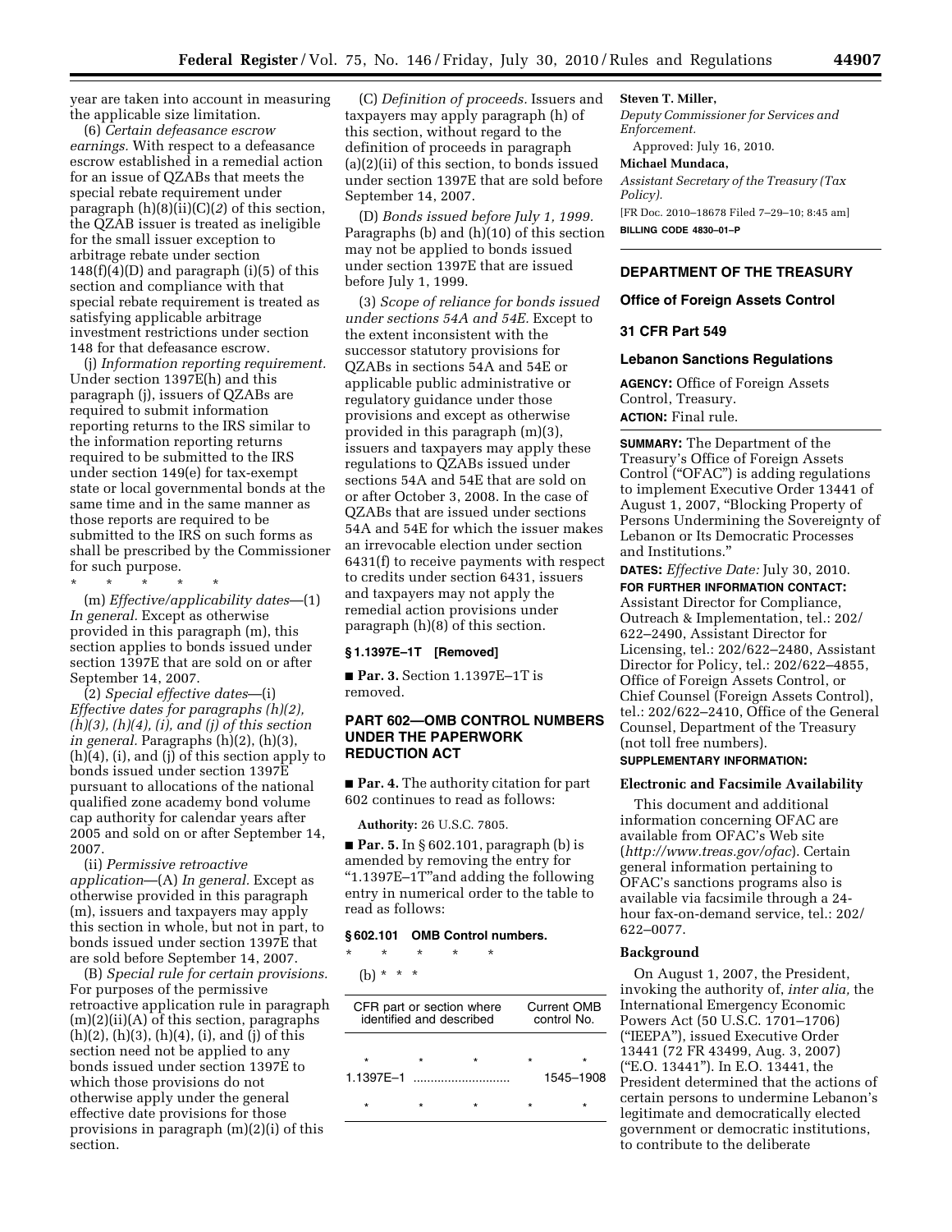year are taken into account in measuring the applicable size limitation.

(6) *Certain defeasance escrow earnings.* With respect to a defeasance escrow established in a remedial action for an issue of QZABs that meets the special rebate requirement under paragraph (h)(8)(ii)(C)(*2*) of this section, the QZAB issuer is treated as ineligible for the small issuer exception to arbitrage rebate under section 148(f)(4)(D) and paragraph (i)(5) of this section and compliance with that special rebate requirement is treated as satisfying applicable arbitrage investment restrictions under section 148 for that defeasance escrow.

(j) *Information reporting requirement.* Under section 1397E(h) and this paragraph (j), issuers of QZABs are required to submit information reporting returns to the IRS similar to the information reporting returns required to be submitted to the IRS under section 149(e) for tax-exempt state or local governmental bonds at the same time and in the same manner as those reports are required to be submitted to the IRS on such forms as shall be prescribed by the Commissioner for such purpose.

\* \* \* \* \*

(m) *Effective/applicability dates*—(1) *In general.* Except as otherwise provided in this paragraph (m), this section applies to bonds issued under section 1397E that are sold on or after September 14, 2007.

(2) *Special effective dates*—(i) *Effective dates for paragraphs (h)(2), (h)(3), (h)(4), (i), and (j) of this section in general.* Paragraphs (h)(2), (h)(3), (h)(4), (i), and (j) of this section apply to bonds issued under section 1397E pursuant to allocations of the national qualified zone academy bond volume cap authority for calendar years after 2005 and sold on or after September 14, 2007.

(ii) *Permissive retroactive application*—(A) *In general.* Except as otherwise provided in this paragraph (m), issuers and taxpayers may apply this section in whole, but not in part, to bonds issued under section 1397E that are sold before September 14, 2007.

(B) *Special rule for certain provisions.* For purposes of the permissive retroactive application rule in paragraph (m)(2)(ii)(A) of this section, paragraphs (h)(2), (h)(3), (h)(4), (i), and (j) of this section need not be applied to any bonds issued under section 1397E to which those provisions do not otherwise apply under the general effective date provisions for those provisions in paragraph (m)(2)(i) of this section.

(C) *Definition of proceeds.* Issuers and taxpayers may apply paragraph (h) of this section, without regard to the definition of proceeds in paragraph (a)(2)(ii) of this section, to bonds issued under section 1397E that are sold before September 14, 2007.

(D) *Bonds issued before July 1, 1999.* Paragraphs (b) and (h)(10) of this section may not be applied to bonds issued under section 1397E that are issued before July 1, 1999.

(3) *Scope of reliance for bonds issued under sections 54A and 54E.* Except to the extent inconsistent with the successor statutory provisions for QZABs in sections 54A and 54E or applicable public administrative or regulatory guidance under those provisions and except as otherwise provided in this paragraph (m)(3), issuers and taxpayers may apply these regulations to QZABs issued under sections 54A and 54E that are sold on or after October 3, 2008. In the case of QZABs that are issued under sections 54A and 54E for which the issuer makes an irrevocable election under section 6431(f) to receive payments with respect to credits under section 6431, issuers and taxpayers may not apply the remedial action provisions under paragraph (h)(8) of this section.

### § 1.1397E–1T [Removed]

■ **Par. 3.** Section 1.1397E–1T is removed.

## PART 602—OMB CONTROL NUMBERS UNDER THE PAPERWORK REDUCTION ACT

■ **Par. 4.** The authority citation for part 602 continues to read as follows:

**Authority:** 26 U.S.C. 7805.

■ **Par. 5.** In § 602.101, paragraph (b) is amended by removing the entry for "1.1397E–1T"and adding the following entry in numerical order to the table to read as follows:

### § 602.101 OMB Control numbers.

\* \* \* \* \*

(b) \* \* \*

| CFR part or section where identified and described | Current OMB control No. |
|---|---|
| \* \* \* \* | \* |
| 1.1397E–1 ............................ | 1545–1908 |
| \* \* \* \* | \* |

**Steven T. Miller,**
*Deputy Commissioner for Services and Enforcement.*

Approved: July 16, 2010.

**Michael Mundaca,**
*Assistant Secretary of the Treasury (Tax Policy).*

[FR Doc. 2010–18678 Filed 7–29–10; 8:45 am]

**BILLING CODE 4830–01–P**

## DEPARTMENT OF THE TREASURY

## Office of Foreign Assets Control

## 31 CFR Part 549

## Lebanon Sanctions Regulations

**AGENCY:** Office of Foreign Assets Control, Treasury.

**ACTION:** Final rule.

**SUMMARY:** The Department of the Treasury's Office of Foreign Assets Control ("OFAC") is adding regulations to implement Executive Order 13441 of August 1, 2007, "Blocking Property of Persons Undermining the Sovereignty of Lebanon or Its Democratic Processes and Institutions."

**DATES:** *Effective Date:* July 30, 2010.

**FOR FURTHER INFORMATION CONTACT:** Assistant Director for Compliance, Outreach & Implementation, tel.: 202/622–2490, Assistant Director for Licensing, tel.: 202/622–2480, Assistant Director for Policy, tel.: 202/622–4855, Office of Foreign Assets Control, or Chief Counsel (Foreign Assets Control), tel.: 202/622–2410, Office of the General Counsel, Department of the Treasury (not toll free numbers).

**SUPPLEMENTARY INFORMATION:**

### Electronic and Facsimile Availability

This document and additional information concerning OFAC are available from OFAC's Web site (*http://www.treas.gov/ofac*). Certain general information pertaining to OFAC's sanctions programs also is available via facsimile through a 24-hour fax-on-demand service, tel.: 202/622–0077.

### Background

On August 1, 2007, the President, invoking the authority of, *inter alia,* the International Emergency Economic Powers Act (50 U.S.C. 1701–1706) ("IEEPA"), issued Executive Order 13441 (72 FR 43499, Aug. 3, 2007) ("E.O. 13441"). In E.O. 13441, the President determined that the actions of certain persons to undermine Lebanon's legitimate and democratically elected government or democratic institutions, to contribute to the deliberate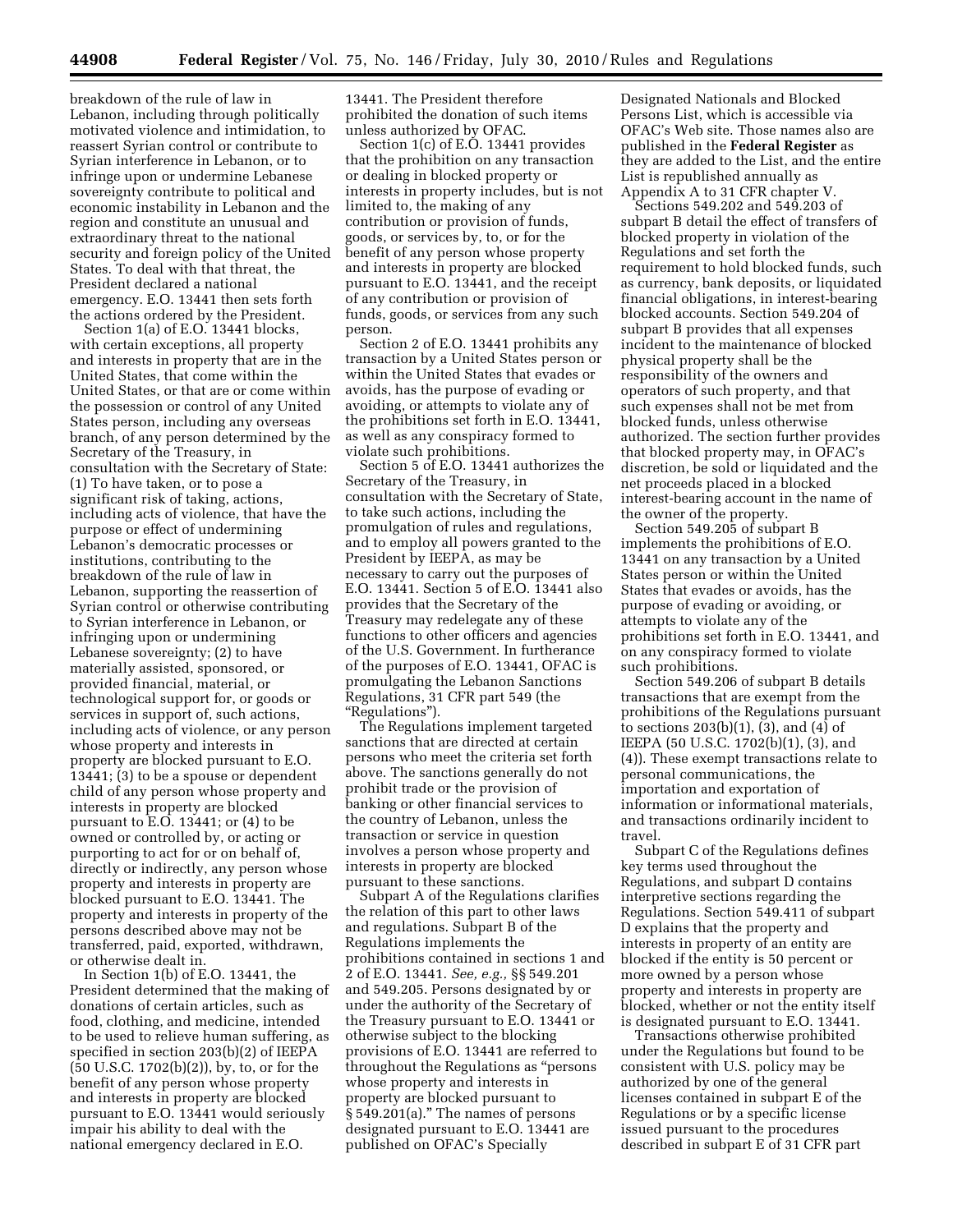breakdown of the rule of law in Lebanon, including through politically motivated violence and intimidation, to reassert Syrian control or contribute to Syrian interference in Lebanon, or to infringe upon or undermine Lebanese sovereignty contribute to political and economic instability in Lebanon and the region and constitute an unusual and extraordinary threat to the national security and foreign policy of the United States. To deal with that threat, the President declared a national emergency. E.O. 13441 then sets forth the actions ordered by the President.

Section 1(a) of E.O. 13441 blocks, with certain exceptions, all property and interests in property that are in the United States, that come within the United States, or that are or come within the possession or control of any United States person, including any overseas branch, of any person determined by the Secretary of the Treasury, in consultation with the Secretary of State: (1) To have taken, or to pose a significant risk of taking, actions, including acts of violence, that have the purpose or effect of undermining Lebanon's democratic processes or institutions, contributing to the breakdown of the rule of law in Lebanon, supporting the reassertion of Syrian control or otherwise contributing to Syrian interference in Lebanon, or infringing upon or undermining Lebanese sovereignty; (2) to have materially assisted, sponsored, or provided financial, material, or technological support for, or goods or services in support of, such actions, including acts of violence, or any person whose property and interests in property are blocked pursuant to E.O. 13441; (3) to be a spouse or dependent child of any person whose property and interests in property are blocked pursuant to E.O. 13441; or (4) to be owned or controlled by, or acting or purporting to act for or on behalf of, directly or indirectly, any person whose property and interests in property are blocked pursuant to E.O. 13441. The property and interests in property of the persons described above may not be transferred, paid, exported, withdrawn, or otherwise dealt in.

In Section 1(b) of E.O. 13441, the President determined that the making of donations of certain articles, such as food, clothing, and medicine, intended to be used to relieve human suffering, as specified in section 203(b)(2) of IEEPA (50 U.S.C. 1702(b)(2)), by, to, or for the benefit of any person whose property and interests in property are blocked pursuant to E.O. 13441 would seriously impair his ability to deal with the national emergency declared in E.O. 13441. The President therefore prohibited the donation of such items unless authorized by OFAC.

Section 1(c) of E.O. 13441 provides that the prohibition on any transaction or dealing in blocked property or interests in property includes, but is not limited to, the making of any contribution or provision of funds, goods, or services by, to, or for the benefit of any person whose property and interests in property are blocked pursuant to E.O. 13441, and the receipt of any contribution or provision of funds, goods, or services from any such person.

Section 2 of E.O. 13441 prohibits any transaction by a United States person or within the United States that evades or avoids, has the purpose of evading or avoiding, or attempts to violate any of the prohibitions set forth in E.O. 13441, as well as any conspiracy formed to violate such prohibitions.

Section 5 of E.O. 13441 authorizes the Secretary of the Treasury, in consultation with the Secretary of State, to take such actions, including the promulgation of rules and regulations, and to employ all powers granted to the President by IEEPA, as may be necessary to carry out the purposes of E.O. 13441. Section 5 of E.O. 13441 also provides that the Secretary of the Treasury may redelegate any of these functions to other officers and agencies of the U.S. Government. In furtherance of the purposes of E.O. 13441, OFAC is promulgating the Lebanon Sanctions Regulations, 31 CFR part 549 (the "Regulations").

The Regulations implement targeted sanctions that are directed at certain persons who meet the criteria set forth above. The sanctions generally do not prohibit trade or the provision of banking or other financial services to the country of Lebanon, unless the transaction or service in question involves a person whose property and interests in property are blocked pursuant to these sanctions.

Subpart A of the Regulations clarifies the relation of this part to other laws and regulations. Subpart B of the Regulations implements the prohibitions contained in sections 1 and 2 of E.O. 13441. *See, e.g.,* §§ 549.201 and 549.205. Persons designated by or under the authority of the Secretary of the Treasury pursuant to E.O. 13441 or otherwise subject to the blocking provisions of E.O. 13441 are referred to throughout the Regulations as "persons whose property and interests in property are blocked pursuant to § 549.201(a)." The names of persons designated pursuant to E.O. 13441 are published on OFAC's Specially Designated Nationals and Blocked Persons List, which is accessible via OFAC's Web site. Those names also are published in the **Federal Register** as they are added to the List, and the entire List is republished annually as Appendix A to 31 CFR chapter V.

Sections 549.202 and 549.203 of subpart B detail the effect of transfers of blocked property in violation of the Regulations and set forth the requirement to hold blocked funds, such as currency, bank deposits, or liquidated financial obligations, in interest-bearing blocked accounts. Section 549.204 of subpart B provides that all expenses incident to the maintenance of blocked physical property shall be the responsibility of the owners and operators of such property, and that such expenses shall not be met from blocked funds, unless otherwise authorized. The section further provides that blocked property may, in OFAC's discretion, be sold or liquidated and the net proceeds placed in a blocked interest-bearing account in the name of the owner of the property.

Section 549.205 of subpart B implements the prohibitions of E.O. 13441 on any transaction by a United States person or within the United States that evades or avoids, has the purpose of evading or avoiding, or attempts to violate any of the prohibitions set forth in E.O. 13441, and on any conspiracy formed to violate such prohibitions.

Section 549.206 of subpart B details transactions that are exempt from the prohibitions of the Regulations pursuant to sections 203(b)(1), (3), and (4) of IEEPA (50 U.S.C. 1702(b)(1), (3), and (4)). These exempt transactions relate to personal communications, the importation and exportation of information or informational materials, and transactions ordinarily incident to travel.

Subpart C of the Regulations defines key terms used throughout the Regulations, and subpart D contains interpretive sections regarding the Regulations. Section 549.411 of subpart D explains that the property and interests in property of an entity are blocked if the entity is 50 percent or more owned by a person whose property and interests in property are blocked, whether or not the entity itself is designated pursuant to E.O. 13441.

Transactions otherwise prohibited under the Regulations but found to be consistent with U.S. policy may be authorized by one of the general licenses contained in subpart E of the Regulations or by a specific license issued pursuant to the procedures described in subpart E of 31 CFR part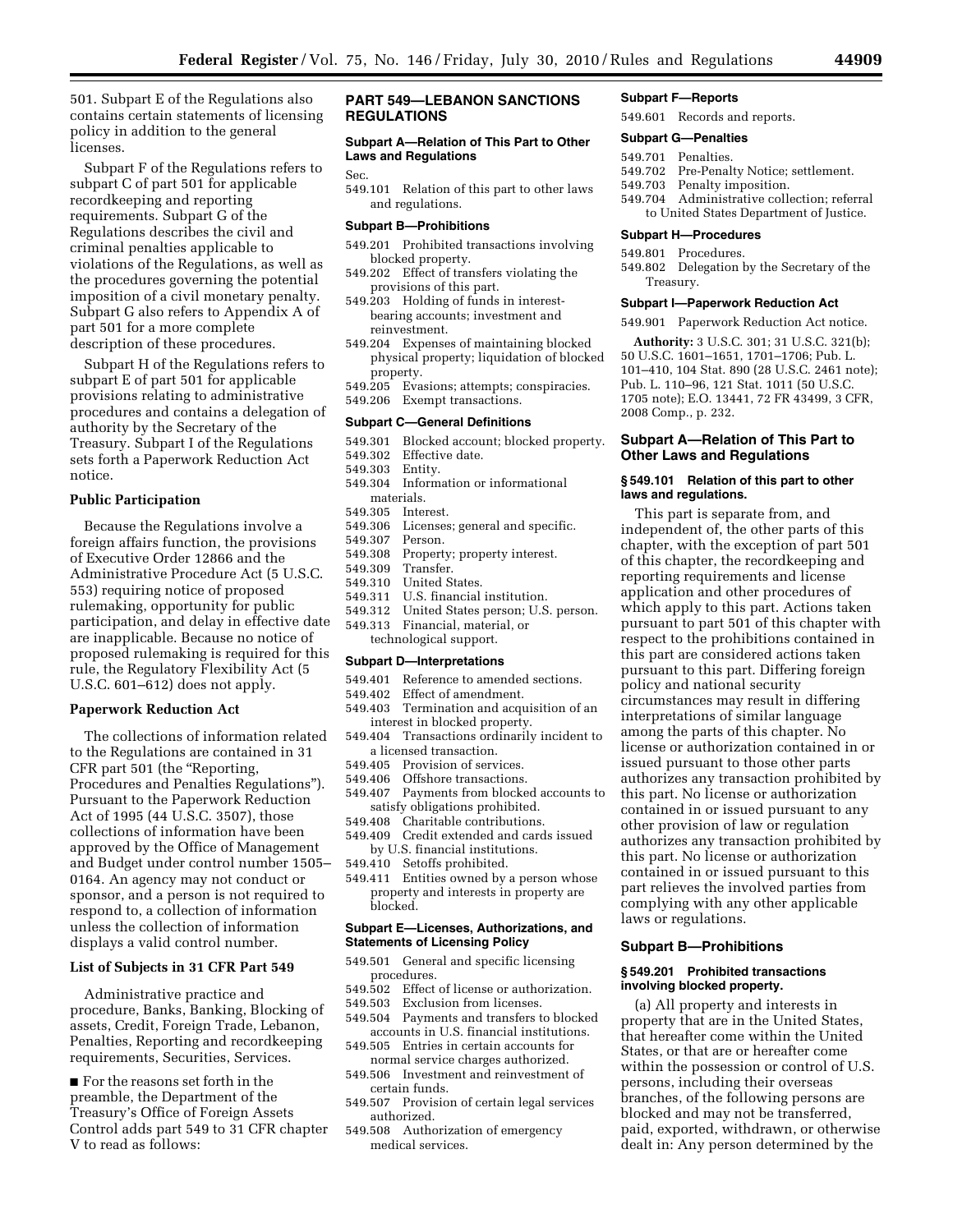501. Subpart E of the Regulations also contains certain statements of licensing policy in addition to the general licenses.

Subpart F of the Regulations refers to subpart C of part 501 for applicable recordkeeping and reporting requirements. Subpart G of the Regulations describes the civil and criminal penalties applicable to violations of the Regulations, as well as the procedures governing the potential imposition of a civil monetary penalty. Subpart G also refers to Appendix A of part 501 for a more complete description of these procedures.

Subpart H of the Regulations refers to subpart E of part 501 for applicable provisions relating to administrative procedures and contains a delegation of authority by the Secretary of the Treasury. Subpart I of the Regulations sets forth a Paperwork Reduction Act notice.

**Public Participation**

Because the Regulations involve a foreign affairs function, the provisions of Executive Order 12866 and the Administrative Procedure Act (5 U.S.C. 553) requiring notice of proposed rulemaking, opportunity for public participation, and delay in effective date are inapplicable. Because no notice of proposed rulemaking is required for this rule, the Regulatory Flexibility Act (5 U.S.C. 601–612) does not apply.

**Paperwork Reduction Act**

The collections of information related to the Regulations are contained in 31 CFR part 501 (the "Reporting, Procedures and Penalties Regulations"). Pursuant to the Paperwork Reduction Act of 1995 (44 U.S.C. 3507), those collections of information have been approved by the Office of Management and Budget under control number 1505–0164. An agency may not conduct or sponsor, and a person is not required to respond to, a collection of information unless the collection of information displays a valid control number.

**List of Subjects in 31 CFR Part 549**

Administrative practice and procedure, Banks, Banking, Blocking of assets, Credit, Foreign Trade, Lebanon, Penalties, Reporting and recordkeeping requirements, Securities, Services.

■ For the reasons set forth in the preamble, the Department of the Treasury's Office of Foreign Assets Control adds part 549 to 31 CFR chapter V to read as follows:

## PART 549—LEBANON SANCTIONS REGULATIONS

**Subpart A—Relation of This Part to Other Laws and Regulations**

Sec.
549.101 Relation of this part to other laws and regulations.

**Subpart B—Prohibitions**

549.201 Prohibited transactions involving blocked property.
549.202 Effect of transfers violating the provisions of this part.
549.203 Holding of funds in interest-bearing accounts; investment and reinvestment.
549.204 Expenses of maintaining blocked physical property; liquidation of blocked property.
549.205 Evasions; attempts; conspiracies.
549.206 Exempt transactions.

**Subpart C—General Definitions**

549.301 Blocked account; blocked property.
549.302 Effective date.
549.303 Entity.
549.304 Information or informational materials.
549.305 Interest.
549.306 Licenses; general and specific.
549.307 Person.
549.308 Property; property interest.
549.309 Transfer.
549.310 United States.
549.311 U.S. financial institution.
549.312 United States person; U.S. person.
549.313 Financial, material, or technological support.

**Subpart D—Interpretations**

549.401 Reference to amended sections.
549.402 Effect of amendment.
549.403 Termination and acquisition of an interest in blocked property.
549.404 Transactions ordinarily incident to a licensed transaction.
549.405 Provision of services.
549.406 Offshore transactions.
549.407 Payments from blocked accounts to satisfy obligations prohibited.
549.408 Charitable contributions.
549.409 Credit extended and cards issued by U.S. financial institutions.
549.410 Setoffs prohibited.
549.411 Entities owned by a person whose property and interests in property are blocked.

**Subpart E—Licenses, Authorizations, and Statements of Licensing Policy**

549.501 General and specific licensing procedures.
549.502 Effect of license or authorization.
549.503 Exclusion from licenses.
549.504 Payments and transfers to blocked accounts in U.S. financial institutions.
549.505 Entries in certain accounts for normal service charges authorized.
549.506 Investment and reinvestment of certain funds.
549.507 Provision of certain legal services authorized.
549.508 Authorization of emergency medical services.

**Subpart F—Reports**

549.601 Records and reports.

**Subpart G—Penalties**

549.701 Penalties.
549.702 Pre-Penalty Notice; settlement.
549.703 Penalty imposition.
549.704 Administrative collection; referral to United States Department of Justice.

**Subpart H—Procedures**

549.801 Procedures.
549.802 Delegation by the Secretary of the Treasury.

**Subpart I—Paperwork Reduction Act**

549.901 Paperwork Reduction Act notice.

**Authority:** 3 U.S.C. 301; 31 U.S.C. 321(b); 50 U.S.C. 1601–1651, 1701–1706; Pub. L. 101–410, 104 Stat. 890 (28 U.S.C. 2461 note); Pub. L. 110–96, 121 Stat. 1011 (50 U.S.C. 1705 note); E.O. 13441, 72 FR 43499, 3 CFR, 2008 Comp., p. 232.

### Subpart A—Relation of This Part to Other Laws and Regulations

**§ 549.101 Relation of this part to other laws and regulations.**

This part is separate from, and independent of, the other parts of this chapter, with the exception of part 501 of this chapter, the recordkeeping and reporting requirements and license application and other procedures of which apply to this part. Actions taken pursuant to part 501 of this chapter with respect to the prohibitions contained in this part are considered actions taken pursuant to this part. Differing foreign policy and national security circumstances may result in differing interpretations of similar language among the parts of this chapter. No license or authorization contained in or issued pursuant to those other parts authorizes any transaction prohibited by this part. No license or authorization contained in or issued pursuant to any other provision of law or regulation authorizes any transaction prohibited by this part. No license or authorization contained in or issued pursuant to this part relieves the involved parties from complying with any other applicable laws or regulations.

### Subpart B—Prohibitions

**§ 549.201 Prohibited transactions involving blocked property.**

(a) All property and interests in property that are in the United States, that hereafter come within the United States, or that are or hereafter come within the possession or control of U.S. persons, including their overseas branches, of the following persons are blocked and may not be transferred, paid, exported, withdrawn, or otherwise dealt in: Any person determined by the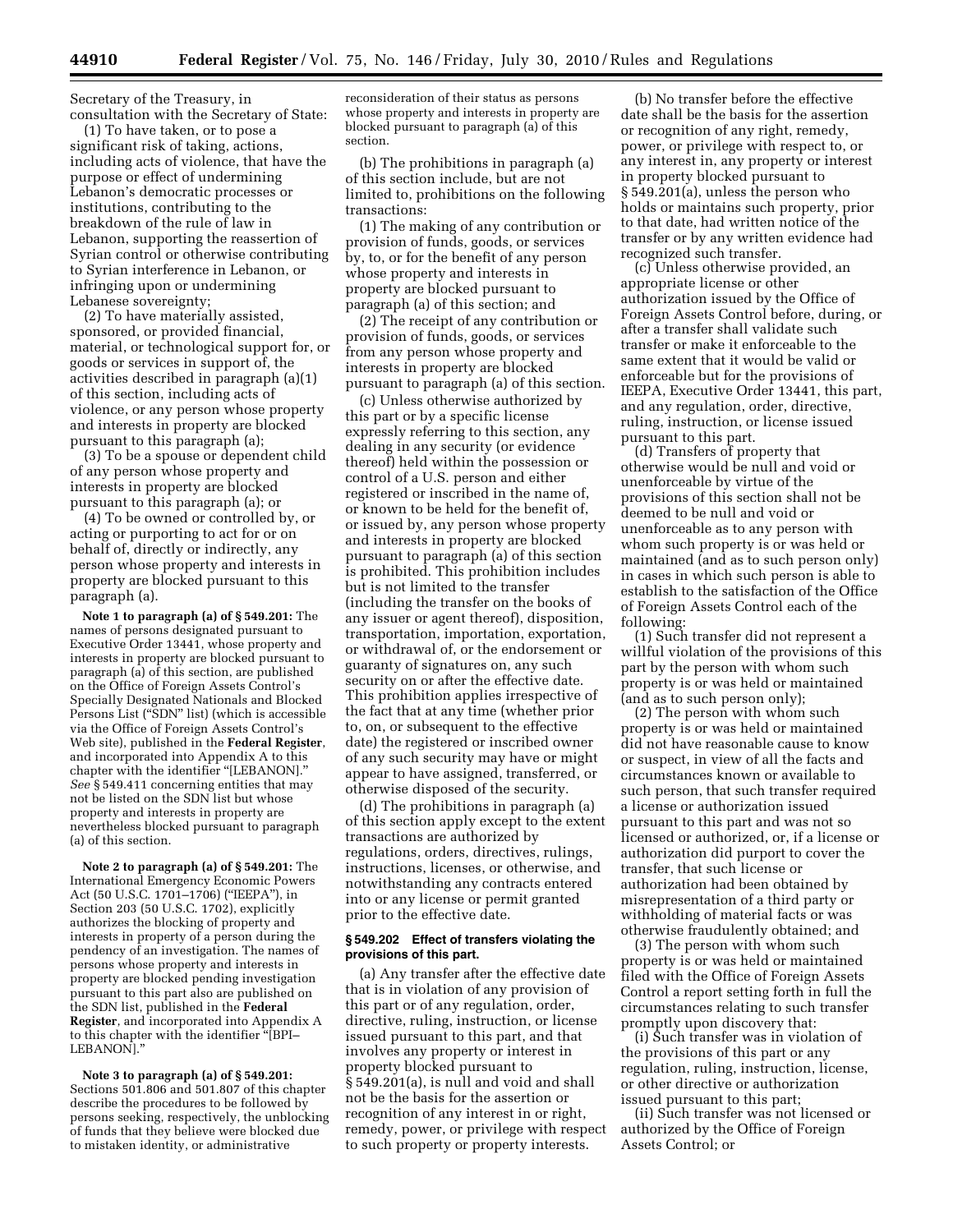Secretary of the Treasury, in consultation with the Secretary of State:

(1) To have taken, or to pose a significant risk of taking, actions, including acts of violence, that have the purpose or effect of undermining Lebanon's democratic processes or institutions, contributing to the breakdown of the rule of law in Lebanon, supporting the reassertion of Syrian control or otherwise contributing to Syrian interference in Lebanon, or infringing upon or undermining Lebanese sovereignty;

(2) To have materially assisted, sponsored, or provided financial, material, or technological support for, or goods or services in support of, the activities described in paragraph (a)(1) of this section, including acts of violence, or any person whose property and interests in property are blocked pursuant to this paragraph (a);

(3) To be a spouse or dependent child of any person whose property and interests in property are blocked pursuant to this paragraph (a); or

(4) To be owned or controlled by, or acting or purporting to act for or on behalf of, directly or indirectly, any person whose property and interests in property are blocked pursuant to this paragraph (a).

**Note 1 to paragraph (a) of § 549.201:** The names of persons designated pursuant to Executive Order 13441, whose property and interests in property are blocked pursuant to paragraph (a) of this section, are published on the Office of Foreign Assets Control's Specially Designated Nationals and Blocked Persons List ("SDN" list) (which is accessible via the Office of Foreign Assets Control's Web site), published in the **Federal Register**, and incorporated into Appendix A to this chapter with the identifier "[LEBANON]." *See* § 549.411 concerning entities that may not be listed on the SDN list but whose property and interests in property are nevertheless blocked pursuant to paragraph (a) of this section.

**Note 2 to paragraph (a) of § 549.201:** The International Emergency Economic Powers Act (50 U.S.C. 1701–1706) ("IEEPA"), in Section 203 (50 U.S.C. 1702), explicitly authorizes the blocking of property and interests in property of a person during the pendency of an investigation. The names of persons whose property and interests in property are blocked pending investigation pursuant to this part also are published on the SDN list, published in the **Federal Register**, and incorporated into Appendix A to this chapter with the identifier "[BPI–LEBANON]."

**Note 3 to paragraph (a) of § 549.201:** Sections 501.806 and 501.807 of this chapter describe the procedures to be followed by persons seeking, respectively, the unblocking of funds that they believe were blocked due to mistaken identity, or administrative reconsideration of their status as persons whose property and interests in property are blocked pursuant to paragraph (a) of this section.

(b) The prohibitions in paragraph (a) of this section include, but are not limited to, prohibitions on the following transactions:

(1) The making of any contribution or provision of funds, goods, or services by, to, or for the benefit of any person whose property and interests in property are blocked pursuant to paragraph (a) of this section; and

(2) The receipt of any contribution or provision of funds, goods, or services from any person whose property and interests in property are blocked pursuant to paragraph (a) of this section.

(c) Unless otherwise authorized by this part or by a specific license expressly referring to this section, any dealing in any security (or evidence thereof) held within the possession or control of a U.S. person and either registered or inscribed in the name of, or known to be held for the benefit of, or issued by, any person whose property and interests in property are blocked pursuant to paragraph (a) of this section is prohibited. This prohibition includes but is not limited to the transfer (including the transfer on the books of any issuer or agent thereof), disposition, transportation, importation, exportation, or withdrawal of, or the endorsement or guaranty of signatures on, any such security on or after the effective date. This prohibition applies irrespective of the fact that at any time (whether prior to, on, or subsequent to the effective date) the registered or inscribed owner of any such security may have or might appear to have assigned, transferred, or otherwise disposed of the security.

(d) The prohibitions in paragraph (a) of this section apply except to the extent transactions are authorized by regulations, orders, directives, rulings, instructions, licenses, or otherwise, and notwithstanding any contracts entered into or any license or permit granted prior to the effective date.

### § 549.202 Effect of transfers violating the provisions of this part.

(a) Any transfer after the effective date that is in violation of any provision of this part or of any regulation, order, directive, ruling, instruction, or license issued pursuant to this part, and that involves any property or interest in property blocked pursuant to § 549.201(a), is null and void and shall not be the basis for the assertion or recognition of any interest in or right, remedy, power, or privilege with respect to such property or property interests.

(b) No transfer before the effective date shall be the basis for the assertion or recognition of any right, remedy, power, or privilege with respect to, or any interest in, any property or interest in property blocked pursuant to § 549.201(a), unless the person who holds or maintains such property, prior to that date, had written notice of the transfer or by any written evidence had recognized such transfer.

(c) Unless otherwise provided, an appropriate license or other authorization issued by the Office of Foreign Assets Control before, during, or after a transfer shall validate such transfer or make it enforceable to the same extent that it would be valid or enforceable but for the provisions of IEEPA, Executive Order 13441, this part, and any regulation, order, directive, ruling, instruction, or license issued pursuant to this part.

(d) Transfers of property that otherwise would be null and void or unenforceable by virtue of the provisions of this section shall not be deemed to be null and void or unenforceable as to any person with whom such property is or was held or maintained (and as to such person only) in cases in which such person is able to establish to the satisfaction of the Office of Foreign Assets Control each of the following:

(1) Such transfer did not represent a willful violation of the provisions of this part by the person with whom such property is or was held or maintained (and as to such person only);

(2) The person with whom such property is or was held or maintained did not have reasonable cause to know or suspect, in view of all the facts and circumstances known or available to such person, that such transfer required a license or authorization issued pursuant to this part and was not so licensed or authorized, or, if a license or authorization did purport to cover the transfer, that such license or authorization had been obtained by misrepresentation of a third party or withholding of material facts or was otherwise fraudulently obtained; and

(3) The person with whom such property is or was held or maintained filed with the Office of Foreign Assets Control a report setting forth in full the circumstances relating to such transfer promptly upon discovery that:

(i) Such transfer was in violation of the provisions of this part or any regulation, ruling, instruction, license, or other directive or authorization issued pursuant to this part;

(ii) Such transfer was not licensed or authorized by the Office of Foreign Assets Control; or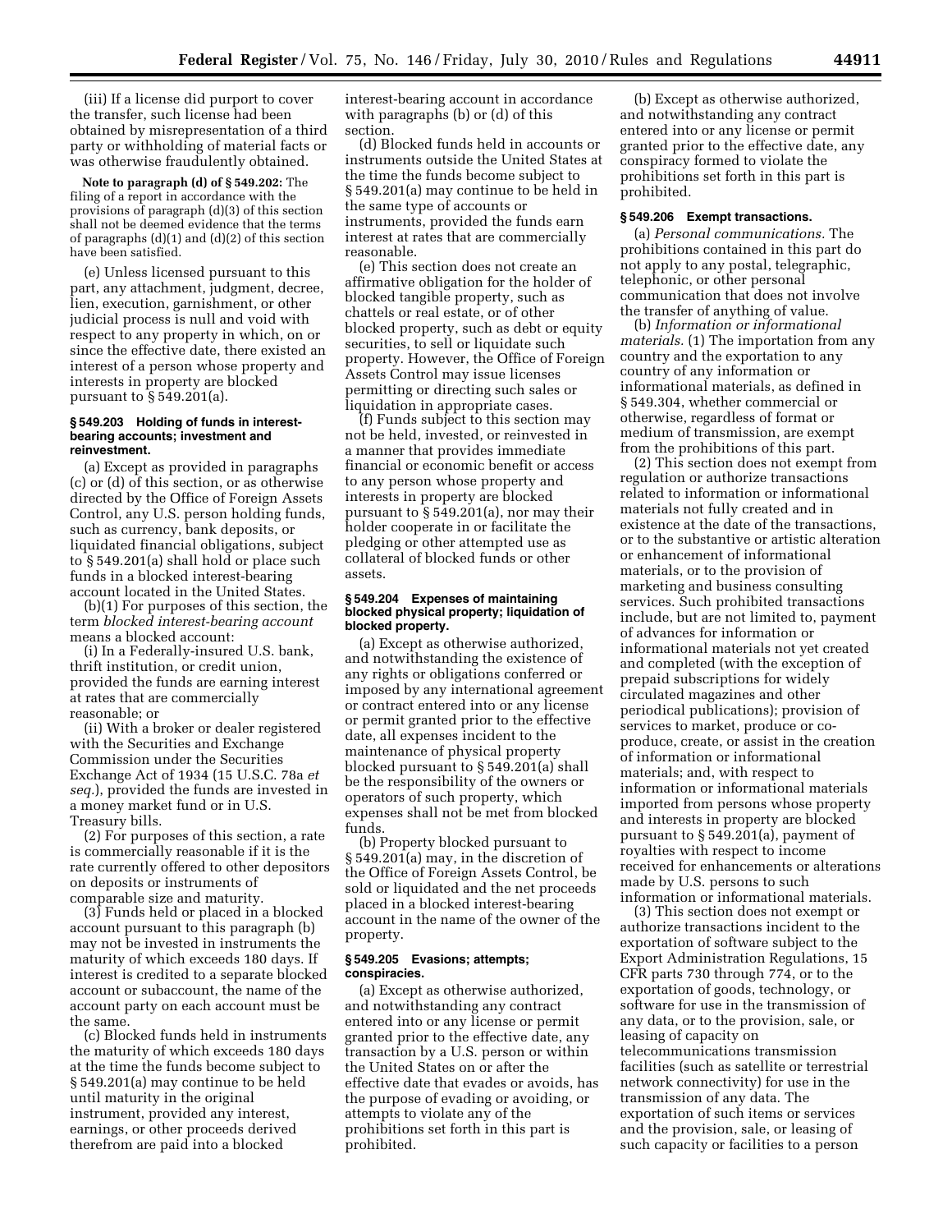(iii) If a license did purport to cover the transfer, such license had been obtained by misrepresentation of a third party or withholding of material facts or was otherwise fraudulently obtained.

**Note to paragraph (d) of § 549.202:** The filing of a report in accordance with the provisions of paragraph (d)(3) of this section shall not be deemed evidence that the terms of paragraphs (d)(1) and (d)(2) of this section have been satisfied.

(e) Unless licensed pursuant to this part, any attachment, judgment, decree, lien, execution, garnishment, or other judicial process is null and void with respect to any property in which, on or since the effective date, there existed an interest of a person whose property and interests in property are blocked pursuant to § 549.201(a).

### § 549.203 Holding of funds in interest-bearing accounts; investment and reinvestment.

(a) Except as provided in paragraphs (c) or (d) of this section, or as otherwise directed by the Office of Foreign Assets Control, any U.S. person holding funds, such as currency, bank deposits, or liquidated financial obligations, subject to § 549.201(a) shall hold or place such funds in a blocked interest-bearing account located in the United States.

(b)(1) For purposes of this section, the term *blocked interest-bearing account* means a blocked account:

(i) In a Federally-insured U.S. bank, thrift institution, or credit union, provided the funds are earning interest at rates that are commercially reasonable; or

(ii) With a broker or dealer registered with the Securities and Exchange Commission under the Securities Exchange Act of 1934 (15 U.S.C. 78a *et seq.*), provided the funds are invested in a money market fund or in U.S. Treasury bills.

(2) For purposes of this section, a rate is commercially reasonable if it is the rate currently offered to other depositors on deposits or instruments of comparable size and maturity.

(3) Funds held or placed in a blocked account pursuant to this paragraph (b) may not be invested in instruments the maturity of which exceeds 180 days. If interest is credited to a separate blocked account or subaccount, the name of the account party on each account must be the same.

(c) Blocked funds held in instruments the maturity of which exceeds 180 days at the time the funds become subject to § 549.201(a) may continue to be held until maturity in the original instrument, provided any interest, earnings, or other proceeds derived therefrom are paid into a blocked interest-bearing account in accordance with paragraphs (b) or (d) of this section.

(d) Blocked funds held in accounts or instruments outside the United States at the time the funds become subject to § 549.201(a) may continue to be held in the same type of accounts or instruments, provided the funds earn interest at rates that are commercially reasonable.

(e) This section does not create an affirmative obligation for the holder of blocked tangible property, such as chattels or real estate, or of other blocked property, such as debt or equity securities, to sell or liquidate such property. However, the Office of Foreign Assets Control may issue licenses permitting or directing such sales or liquidation in appropriate cases.

(f) Funds subject to this section may not be held, invested, or reinvested in a manner that provides immediate financial or economic benefit or access to any person whose property and interests in property are blocked pursuant to § 549.201(a), nor may their holder cooperate in or facilitate the pledging or other attempted use as collateral of blocked funds or other assets.

### § 549.204 Expenses of maintaining blocked physical property; liquidation of blocked property.

(a) Except as otherwise authorized, and notwithstanding the existence of any rights or obligations conferred or imposed by any international agreement or contract entered into or any license or permit granted prior to the effective date, all expenses incident to the maintenance of physical property blocked pursuant to § 549.201(a) shall be the responsibility of the owners or operators of such property, which expenses shall not be met from blocked funds.

(b) Property blocked pursuant to § 549.201(a) may, in the discretion of the Office of Foreign Assets Control, be sold or liquidated and the net proceeds placed in a blocked interest-bearing account in the name of the owner of the property.

### § 549.205 Evasions; attempts; conspiracies.

(a) Except as otherwise authorized, and notwithstanding any contract entered into or any license or permit granted prior to the effective date, any transaction by a U.S. person or within the United States on or after the effective date that evades or avoids, has the purpose of evading or avoiding, or attempts to violate any of the prohibitions set forth in this part is prohibited.

(b) Except as otherwise authorized, and notwithstanding any contract entered into or any license or permit granted prior to the effective date, any conspiracy formed to violate the prohibitions set forth in this part is prohibited.

### § 549.206 Exempt transactions.

(a) *Personal communications.* The prohibitions contained in this part do not apply to any postal, telegraphic, telephonic, or other personal communication that does not involve the transfer of anything of value.

(b) *Information or informational materials.* (1) The importation from any country and the exportation to any country of any information or informational materials, as defined in § 549.304, whether commercial or otherwise, regardless of format or medium of transmission, are exempt from the prohibitions of this part.

(2) This section does not exempt from regulation or authorize transactions related to information or informational materials not fully created and in existence at the date of the transactions, or to the substantive or artistic alteration or enhancement of informational materials, or to the provision of marketing and business consulting services. Such prohibited transactions include, but are not limited to, payment of advances for information or informational materials not yet created and completed (with the exception of prepaid subscriptions for widely circulated magazines and other periodical publications); provision of services to market, produce or co-produce, create, or assist in the creation of information or informational materials; and, with respect to information or informational materials imported from persons whose property and interests in property are blocked pursuant to § 549.201(a), payment of royalties with respect to income received for enhancements or alterations made by U.S. persons to such information or informational materials.

(3) This section does not exempt or authorize transactions incident to the exportation of software subject to the Export Administration Regulations, 15 CFR parts 730 through 774, or to the exportation of goods, technology, or software for use in the transmission of any data, or to the provision, sale, or leasing of capacity on telecommunications transmission facilities (such as satellite or terrestrial network connectivity) for use in the transmission of any data. The exportation of such items or services and the provision, sale, or leasing of such capacity or facilities to a person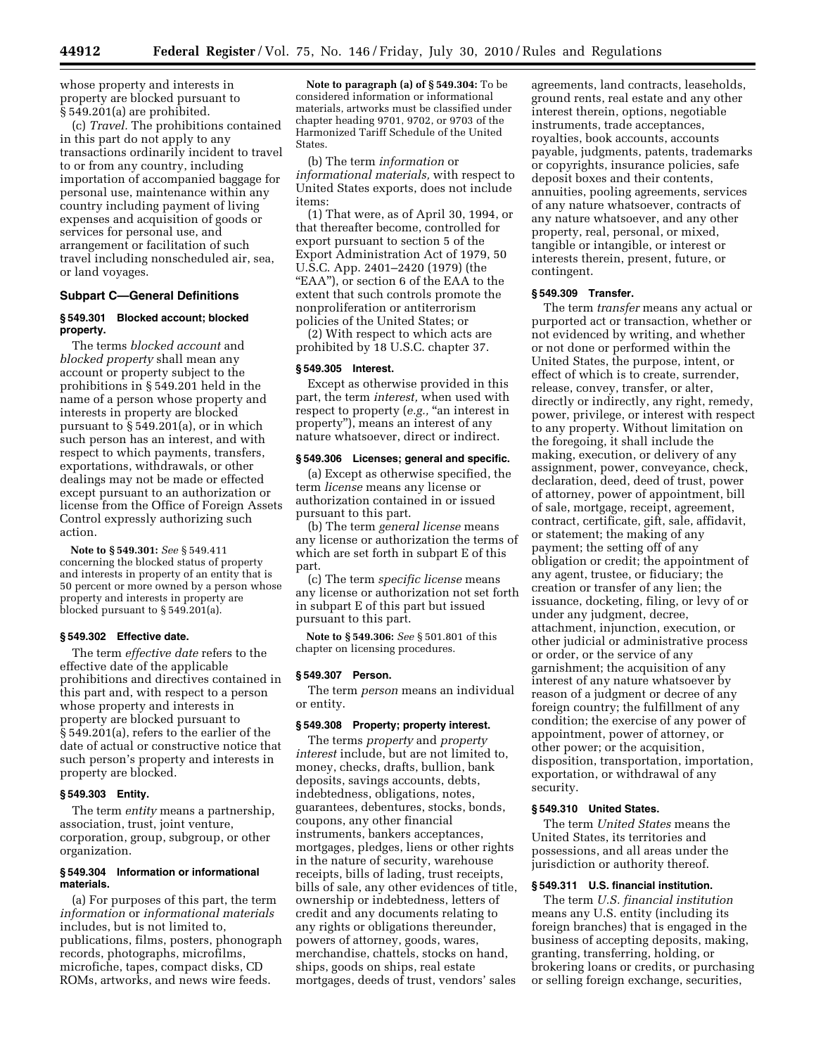whose property and interests in property are blocked pursuant to § 549.201(a) are prohibited.

(c) *Travel.* The prohibitions contained in this part do not apply to any transactions ordinarily incident to travel to or from any country, including importation of accompanied baggage for personal use, maintenance within any country including payment of living expenses and acquisition of goods or services for personal use, and arrangement or facilitation of such travel including nonscheduled air, sea, or land voyages.

## Subpart C—General Definitions

### § 549.301 Blocked account; blocked property.

The terms *blocked account* and *blocked property* shall mean any account or property subject to the prohibitions in § 549.201 held in the name of a person whose property and interests in property are blocked pursuant to § 549.201(a), or in which such person has an interest, and with respect to which payments, transfers, exportations, withdrawals, or other dealings may not be made or effected except pursuant to an authorization or license from the Office of Foreign Assets Control expressly authorizing such action.

**Note to § 549.301:** *See* § 549.411 concerning the blocked status of property and interests in property of an entity that is 50 percent or more owned by a person whose property and interests in property are blocked pursuant to § 549.201(a).

### § 549.302 Effective date.

The term *effective date* refers to the effective date of the applicable prohibitions and directives contained in this part and, with respect to a person whose property and interests in property are blocked pursuant to § 549.201(a), refers to the earlier of the date of actual or constructive notice that such person's property and interests in property are blocked.

### § 549.303 Entity.

The term *entity* means a partnership, association, trust, joint venture, corporation, group, subgroup, or other organization.

### § 549.304 Information or informational materials.

(a) For purposes of this part, the term *information* or *informational materials* includes, but is not limited to, publications, films, posters, phonograph records, photographs, microfilms, microfiche, tapes, compact disks, CD ROMs, artworks, and news wire feeds.

**Note to paragraph (a) of § 549.304:** To be considered information or informational materials, artworks must be classified under chapter heading 9701, 9702, or 9703 of the Harmonized Tariff Schedule of the United States.

(b) The term *information* or *informational materials,* with respect to United States exports, does not include items:

(1) That were, as of April 30, 1994, or that thereafter become, controlled for export pursuant to section 5 of the Export Administration Act of 1979, 50 U.S.C. App. 2401–2420 (1979) (the "EAA"), or section 6 of the EAA to the extent that such controls promote the nonproliferation or antiterrorism policies of the United States; or

(2) With respect to which acts are prohibited by 18 U.S.C. chapter 37.

### § 549.305 Interest.

Except as otherwise provided in this part, the term *interest,* when used with respect to property (*e.g.,* "an interest in property"), means an interest of any nature whatsoever, direct or indirect.

### § 549.306 Licenses; general and specific.

(a) Except as otherwise specified, the term *license* means any license or authorization contained in or issued pursuant to this part.

(b) The term *general license* means any license or authorization the terms of which are set forth in subpart E of this part.

(c) The term *specific license* means any license or authorization not set forth in subpart E of this part but issued pursuant to this part.

**Note to § 549.306:** *See* § 501.801 of this chapter on licensing procedures.

### § 549.307 Person.

The term *person* means an individual or entity.

### § 549.308 Property; property interest.

The terms *property* and *property interest* include, but are not limited to, money, checks, drafts, bullion, bank deposits, savings accounts, debts, indebtedness, obligations, notes, guarantees, debentures, stocks, bonds, coupons, any other financial instruments, bankers acceptances, mortgages, pledges, liens or other rights in the nature of security, warehouse receipts, bills of lading, trust receipts, bills of sale, any other evidences of title, ownership or indebtedness, letters of credit and any documents relating to any rights or obligations thereunder, powers of attorney, goods, wares, merchandise, chattels, stocks on hand, ships, goods on ships, real estate mortgages, deeds of trust, vendors' sales agreements, land contracts, leaseholds, ground rents, real estate and any other interest therein, options, negotiable instruments, trade acceptances, royalties, book accounts, accounts payable, judgments, patents, trademarks or copyrights, insurance policies, safe deposit boxes and their contents, annuities, pooling agreements, services of any nature whatsoever, contracts of any nature whatsoever, and any other property, real, personal, or mixed, tangible or intangible, or interest or interests therein, present, future, or contingent.

### § 549.309 Transfer.

The term *transfer* means any actual or purported act or transaction, whether or not evidenced by writing, and whether or not done or performed within the United States, the purpose, intent, or effect of which is to create, surrender, release, convey, transfer, or alter, directly or indirectly, any right, remedy, power, privilege, or interest with respect to any property. Without limitation on the foregoing, it shall include the making, execution, or delivery of any assignment, power, conveyance, check, declaration, deed, deed of trust, power of attorney, power of appointment, bill of sale, mortgage, receipt, agreement, contract, certificate, gift, sale, affidavit, or statement; the making of any payment; the setting off of any obligation or credit; the appointment of any agent, trustee, or fiduciary; the creation or transfer of any lien; the issuance, docketing, filing, or levy of or under any judgment, decree, attachment, injunction, execution, or other judicial or administrative process or order, or the service of any garnishment; the acquisition of any interest of any nature whatsoever by reason of a judgment or decree of any foreign country; the fulfillment of any condition; the exercise of any power of appointment, power of attorney, or other power; or the acquisition, disposition, transportation, importation, exportation, or withdrawal of any security.

### § 549.310 United States.

The term *United States* means the United States, its territories and possessions, and all areas under the jurisdiction or authority thereof.

### § 549.311 U.S. financial institution.

The term *U.S. financial institution* means any U.S. entity (including its foreign branches) that is engaged in the business of accepting deposits, making, granting, transferring, holding, or brokering loans or credits, or purchasing or selling foreign exchange, securities,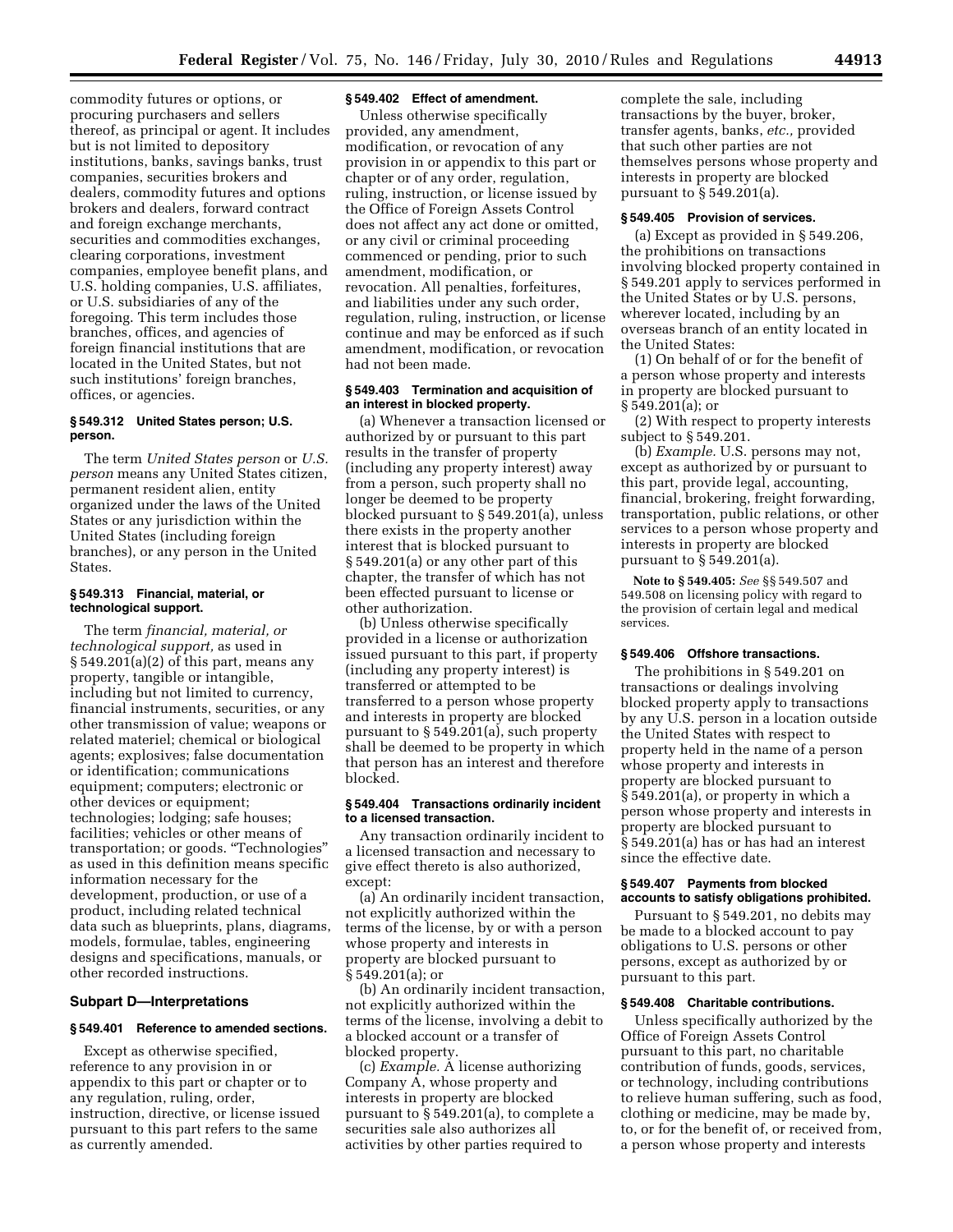commodity futures or options, or procuring purchasers and sellers thereof, as principal or agent. It includes but is not limited to depository institutions, banks, savings banks, trust companies, securities brokers and dealers, commodity futures and options brokers and dealers, forward contract and foreign exchange merchants, securities and commodities exchanges, clearing corporations, investment companies, employee benefit plans, and U.S. holding companies, U.S. affiliates, or U.S. subsidiaries of any of the foregoing. This term includes those branches, offices, and agencies of foreign financial institutions that are located in the United States, but not such institutions' foreign branches, offices, or agencies.

#### § 549.312 United States person; U.S. person.

The term *United States person* or *U.S. person* means any United States citizen, permanent resident alien, entity organized under the laws of the United States or any jurisdiction within the United States (including foreign branches), or any person in the United States.

#### § 549.313 Financial, material, or technological support.

The term *financial, material, or technological support,* as used in § 549.201(a)(2) of this part, means any property, tangible or intangible, including but not limited to currency, financial instruments, securities, or any other transmission of value; weapons or related materiel; chemical or biological agents; explosives; false documentation or identification; communications equipment; computers; electronic or other devices or equipment; technologies; lodging; safe houses; facilities; vehicles or other means of transportation; or goods. "Technologies" as used in this definition means specific information necessary for the development, production, or use of a product, including related technical data such as blueprints, plans, diagrams, models, formulae, tables, engineering designs and specifications, manuals, or other recorded instructions.

### Subpart D—Interpretations

#### § 549.401 Reference to amended sections.

Except as otherwise specified, reference to any provision in or appendix to this part or chapter or to any regulation, ruling, order, instruction, directive, or license issued pursuant to this part refers to the same as currently amended.

#### § 549.402 Effect of amendment.

Unless otherwise specifically provided, any amendment, modification, or revocation of any provision in or appendix to this part or chapter or of any order, regulation, ruling, instruction, or license issued by the Office of Foreign Assets Control does not affect any act done or omitted, or any civil or criminal proceeding commenced or pending, prior to such amendment, modification, or revocation. All penalties, forfeitures, and liabilities under any such order, regulation, ruling, instruction, or license continue and may be enforced as if such amendment, modification, or revocation had not been made.

#### § 549.403 Termination and acquisition of an interest in blocked property.

(a) Whenever a transaction licensed or authorized by or pursuant to this part results in the transfer of property (including any property interest) away from a person, such property shall no longer be deemed to be property blocked pursuant to § 549.201(a), unless there exists in the property another interest that is blocked pursuant to § 549.201(a) or any other part of this chapter, the transfer of which has not been effected pursuant to license or other authorization.

(b) Unless otherwise specifically provided in a license or authorization issued pursuant to this part, if property (including any property interest) is transferred or attempted to be transferred to a person whose property and interests in property are blocked pursuant to § 549.201(a), such property shall be deemed to be property in which that person has an interest and therefore blocked.

#### § 549.404 Transactions ordinarily incident to a licensed transaction.

Any transaction ordinarily incident to a licensed transaction and necessary to give effect thereto is also authorized, except:

(a) An ordinarily incident transaction, not explicitly authorized within the terms of the license, by or with a person whose property and interests in property are blocked pursuant to § 549.201(a); or

(b) An ordinarily incident transaction, not explicitly authorized within the terms of the license, involving a debit to a blocked account or a transfer of blocked property.

(c) *Example.* A license authorizing Company A, whose property and interests in property are blocked pursuant to § 549.201(a), to complete a securities sale also authorizes all activities by other parties required to complete the sale, including transactions by the buyer, broker, transfer agents, banks, *etc.,* provided that such other parties are not themselves persons whose property and interests in property are blocked pursuant to § 549.201(a).

#### § 549.405 Provision of services.

(a) Except as provided in § 549.206, the prohibitions on transactions involving blocked property contained in § 549.201 apply to services performed in the United States or by U.S. persons, wherever located, including by an overseas branch of an entity located in the United States:

(1) On behalf of or for the benefit of a person whose property and interests in property are blocked pursuant to § 549.201(a); or

(2) With respect to property interests subject to § 549.201.

(b) *Example.* U.S. persons may not, except as authorized by or pursuant to this part, provide legal, accounting, financial, brokering, freight forwarding, transportation, public relations, or other services to a person whose property and interests in property are blocked pursuant to § 549.201(a).

**Note to § 549.405:** *See* §§ 549.507 and 549.508 on licensing policy with regard to the provision of certain legal and medical services.

#### § 549.406 Offshore transactions.

The prohibitions in § 549.201 on transactions or dealings involving blocked property apply to transactions by any U.S. person in a location outside the United States with respect to property held in the name of a person whose property and interests in property are blocked pursuant to § 549.201(a), or property in which a person whose property and interests in property are blocked pursuant to § 549.201(a) has or has had an interest since the effective date.

#### § 549.407 Payments from blocked accounts to satisfy obligations prohibited.

Pursuant to § 549.201, no debits may be made to a blocked account to pay obligations to U.S. persons or other persons, except as authorized by or pursuant to this part.

#### § 549.408 Charitable contributions.

Unless specifically authorized by the Office of Foreign Assets Control pursuant to this part, no charitable contribution of funds, goods, services, or technology, including contributions to relieve human suffering, such as food, clothing or medicine, may be made by, to, or for the benefit of, or received from, a person whose property and interests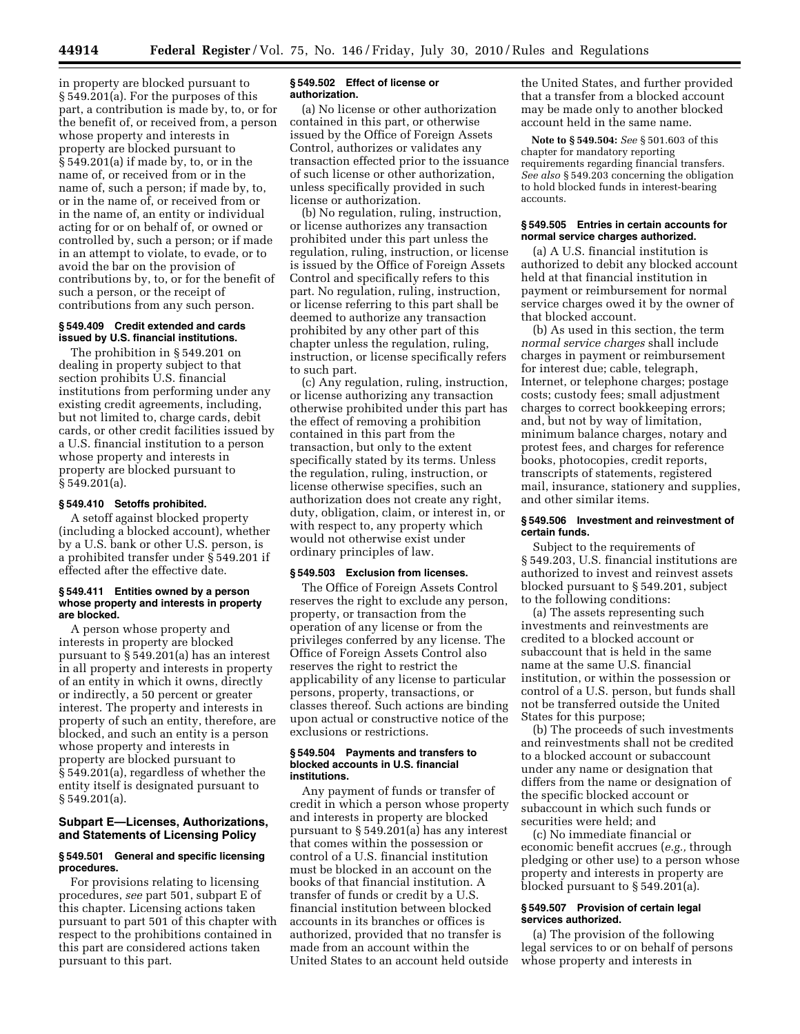in property are blocked pursuant to § 549.201(a). For the purposes of this part, a contribution is made by, to, or for the benefit of, or received from, a person whose property and interests in property are blocked pursuant to § 549.201(a) if made by, to, or in the name of, or received from or in the name of, such a person; if made by, to, or in the name of, or received from or in the name of, an entity or individual acting for or on behalf of, or owned or controlled by, such a person; or if made in an attempt to violate, to evade, or to avoid the bar on the provision of contributions by, to, or for the benefit of such a person, or the receipt of contributions from any such person.

#### § 549.409 Credit extended and cards issued by U.S. financial institutions.

The prohibition in § 549.201 on dealing in property subject to that section prohibits U.S. financial institutions from performing under any existing credit agreements, including, but not limited to, charge cards, debit cards, or other credit facilities issued by a U.S. financial institution to a person whose property and interests in property are blocked pursuant to § 549.201(a).

#### § 549.410 Setoffs prohibited.

A setoff against blocked property (including a blocked account), whether by a U.S. bank or other U.S. person, is a prohibited transfer under § 549.201 if effected after the effective date.

#### § 549.411 Entities owned by a person whose property and interests in property are blocked.

A person whose property and interests in property are blocked pursuant to § 549.201(a) has an interest in all property and interests in property of an entity in which it owns, directly or indirectly, a 50 percent or greater interest. The property and interests in property of such an entity, therefore, are blocked, and such an entity is a person whose property and interests in property are blocked pursuant to § 549.201(a), regardless of whether the entity itself is designated pursuant to § 549.201(a).

### Subpart E—Licenses, Authorizations, and Statements of Licensing Policy

#### § 549.501 General and specific licensing procedures.

For provisions relating to licensing procedures, *see* part 501, subpart E of this chapter. Licensing actions taken pursuant to part 501 of this chapter with respect to the prohibitions contained in this part are considered actions taken pursuant to this part.

#### § 549.502 Effect of license or authorization.

(a) No license or other authorization contained in this part, or otherwise issued by the Office of Foreign Assets Control, authorizes or validates any transaction effected prior to the issuance of such license or other authorization, unless specifically provided in such license or authorization.

(b) No regulation, ruling, instruction, or license authorizes any transaction prohibited under this part unless the regulation, ruling, instruction, or license is issued by the Office of Foreign Assets Control and specifically refers to this part. No regulation, ruling, instruction, or license referring to this part shall be deemed to authorize any transaction prohibited by any other part of this chapter unless the regulation, ruling, instruction, or license specifically refers to such part.

(c) Any regulation, ruling, instruction, or license authorizing any transaction otherwise prohibited under this part has the effect of removing a prohibition contained in this part from the transaction, but only to the extent specifically stated by its terms. Unless the regulation, ruling, instruction, or license otherwise specifies, such an authorization does not create any right, duty, obligation, claim, or interest in, or with respect to, any property which would not otherwise exist under ordinary principles of law.

#### § 549.503 Exclusion from licenses.

The Office of Foreign Assets Control reserves the right to exclude any person, property, or transaction from the operation of any license or from the privileges conferred by any license. The Office of Foreign Assets Control also reserves the right to restrict the applicability of any license to particular persons, property, transactions, or classes thereof. Such actions are binding upon actual or constructive notice of the exclusions or restrictions.

#### § 549.504 Payments and transfers to blocked accounts in U.S. financial institutions.

Any payment of funds or transfer of credit in which a person whose property and interests in property are blocked pursuant to § 549.201(a) has any interest that comes within the possession or control of a U.S. financial institution must be blocked in an account on the books of that financial institution. A transfer of funds or credit by a U.S. financial institution between blocked accounts in its branches or offices is authorized, provided that no transfer is made from an account within the United States to an account held outside the United States, and further provided that a transfer from a blocked account may be made only to another blocked account held in the same name.

**Note to § 549.504:** *See* § 501.603 of this chapter for mandatory reporting requirements regarding financial transfers. *See also* § 549.203 concerning the obligation to hold blocked funds in interest-bearing accounts.

#### § 549.505 Entries in certain accounts for normal service charges authorized.

(a) A U.S. financial institution is authorized to debit any blocked account held at that financial institution in payment or reimbursement for normal service charges owed it by the owner of that blocked account.

(b) As used in this section, the term *normal service charges* shall include charges in payment or reimbursement for interest due; cable, telegraph, Internet, or telephone charges; postage costs; custody fees; small adjustment charges to correct bookkeeping errors; and, but not by way of limitation, minimum balance charges, notary and protest fees, and charges for reference books, photocopies, credit reports, transcripts of statements, registered mail, insurance, stationery and supplies, and other similar items.

#### § 549.506 Investment and reinvestment of certain funds.

Subject to the requirements of § 549.203, U.S. financial institutions are authorized to invest and reinvest assets blocked pursuant to § 549.201, subject to the following conditions:

(a) The assets representing such investments and reinvestments are credited to a blocked account or subaccount that is held in the same name at the same U.S. financial institution, or within the possession or control of a U.S. person, but funds shall not be transferred outside the United States for this purpose;

(b) The proceeds of such investments and reinvestments shall not be credited to a blocked account or subaccount under any name or designation that differs from the name or designation of the specific blocked account or subaccount in which such funds or securities were held; and

(c) No immediate financial or economic benefit accrues (*e.g.,* through pledging or other use) to a person whose property and interests in property are blocked pursuant to § 549.201(a).

#### § 549.507 Provision of certain legal services authorized.

(a) The provision of the following legal services to or on behalf of persons whose property and interests in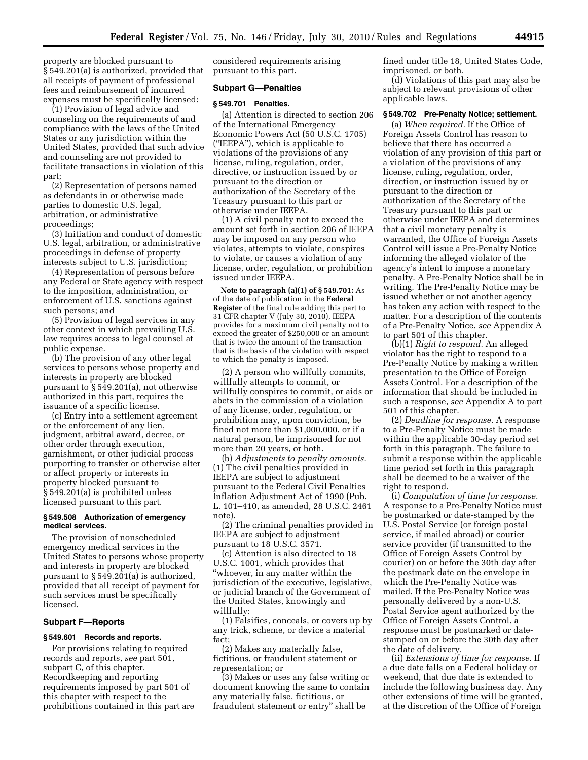property are blocked pursuant to § 549.201(a) is authorized, provided that all receipts of payment of professional fees and reimbursement of incurred expenses must be specifically licensed:

(1) Provision of legal advice and counseling on the requirements of and compliance with the laws of the United States or any jurisdiction within the United States, provided that such advice and counseling are not provided to facilitate transactions in violation of this part;

(2) Representation of persons named as defendants in or otherwise made parties to domestic U.S. legal, arbitration, or administrative proceedings;

(3) Initiation and conduct of domestic U.S. legal, arbitration, or administrative proceedings in defense of property interests subject to U.S. jurisdiction;

(4) Representation of persons before any Federal or State agency with respect to the imposition, administration, or enforcement of U.S. sanctions against such persons; and

(5) Provision of legal services in any other context in which prevailing U.S. law requires access to legal counsel at public expense.

(b) The provision of any other legal services to persons whose property and interests in property are blocked pursuant to § 549.201(a), not otherwise authorized in this part, requires the issuance of a specific license.

(c) Entry into a settlement agreement or the enforcement of any lien, judgment, arbitral award, decree, or other order through execution, garnishment, or other judicial process purporting to transfer or otherwise alter or affect property or interests in property blocked pursuant to § 549.201(a) is prohibited unless licensed pursuant to this part.

#### § 549.508 Authorization of emergency medical services.

The provision of nonscheduled emergency medical services in the United States to persons whose property and interests in property are blocked pursuant to § 549.201(a) is authorized, provided that all receipt of payment for such services must be specifically licensed.

### Subpart F—Reports

#### § 549.601 Records and reports.

For provisions relating to required records and reports, *see* part 501, subpart C, of this chapter. Recordkeeping and reporting requirements imposed by part 501 of this chapter with respect to the prohibitions contained in this part are considered requirements arising pursuant to this part.

### Subpart G—Penalties

#### § 549.701 Penalties.

(a) Attention is directed to section 206 of the International Emergency Economic Powers Act (50 U.S.C. 1705) ("IEEPA"), which is applicable to violations of the provisions of any license, ruling, regulation, order, directive, or instruction issued by or pursuant to the direction or authorization of the Secretary of the Treasury pursuant to this part or otherwise under IEEPA.

(1) A civil penalty not to exceed the amount set forth in section 206 of IEEPA may be imposed on any person who violates, attempts to violate, conspires to violate, or causes a violation of any license, order, regulation, or prohibition issued under IEEPA.

**Note to paragraph (a)(1) of § 549.701:** As of the date of publication in the **Federal Register** of the final rule adding this part to 31 CFR chapter V (July 30, 2010), IEEPA provides for a maximum civil penalty not to exceed the greater of $250,000 or an amount that is twice the amount of the transaction that is the basis of the violation with respect to which the penalty is imposed.

(2) A person who willfully commits, willfully attempts to commit, or willfully conspires to commit, or aids or abets in the commission of a violation of any license, order, regulation, or prohibition may, upon conviction, be fined not more than $1,000,000, or if a natural person, be imprisoned for not more than 20 years, or both.

(b) *Adjustments to penalty amounts.* (1) The civil penalties provided in IEEPA are subject to adjustment pursuant to the Federal Civil Penalties Inflation Adjustment Act of 1990 (Pub. L. 101–410, as amended, 28 U.S.C. 2461 note).

(2) The criminal penalties provided in IEEPA are subject to adjustment pursuant to 18 U.S.C. 3571.

(c) Attention is also directed to 18 U.S.C. 1001, which provides that "whoever, in any matter within the jurisdiction of the executive, legislative, or judicial branch of the Government of the United States, knowingly and willfully:

(1) Falsifies, conceals, or covers up by any trick, scheme, or device a material fact;

(2) Makes any materially false, fictitious, or fraudulent statement or representation; or

(3) Makes or uses any false writing or document knowing the same to contain any materially false, fictitious, or fraudulent statement or entry" shall be fined under title 18, United States Code, imprisoned, or both.

(d) Violations of this part may also be subject to relevant provisions of other applicable laws.

#### § 549.702 Pre-Penalty Notice; settlement.

(a) *When required.* If the Office of Foreign Assets Control has reason to believe that there has occurred a violation of any provision of this part or a violation of the provisions of any license, ruling, regulation, order, direction, or instruction issued by or pursuant to the direction or authorization of the Secretary of the Treasury pursuant to this part or otherwise under IEEPA and determines that a civil monetary penalty is warranted, the Office of Foreign Assets Control will issue a Pre-Penalty Notice informing the alleged violator of the agency's intent to impose a monetary penalty. A Pre-Penalty Notice shall be in writing. The Pre-Penalty Notice may be issued whether or not another agency has taken any action with respect to the matter. For a description of the contents of a Pre-Penalty Notice, *see* Appendix A to part 501 of this chapter.

(b)(1) *Right to respond.* An alleged violator has the right to respond to a Pre-Penalty Notice by making a written presentation to the Office of Foreign Assets Control. For a description of the information that should be included in such a response, *see* Appendix A to part 501 of this chapter.

(2) *Deadline for response.* A response to a Pre-Penalty Notice must be made within the applicable 30-day period set forth in this paragraph. The failure to submit a response within the applicable time period set forth in this paragraph shall be deemed to be a waiver of the right to respond.

(i) *Computation of time for response.* A response to a Pre-Penalty Notice must be postmarked or date-stamped by the U.S. Postal Service (or foreign postal service, if mailed abroad) or courier service provider (if transmitted to the Office of Foreign Assets Control by courier) on or before the 30th day after the postmark date on the envelope in which the Pre-Penalty Notice was mailed. If the Pre-Penalty Notice was personally delivered by a non-U.S. Postal Service agent authorized by the Office of Foreign Assets Control, a response must be postmarked or date-stamped on or before the 30th day after the date of delivery.

(ii) *Extensions of time for response.* If a due date falls on a Federal holiday or weekend, that due date is extended to include the following business day. Any other extensions of time will be granted, at the discretion of the Office of Foreign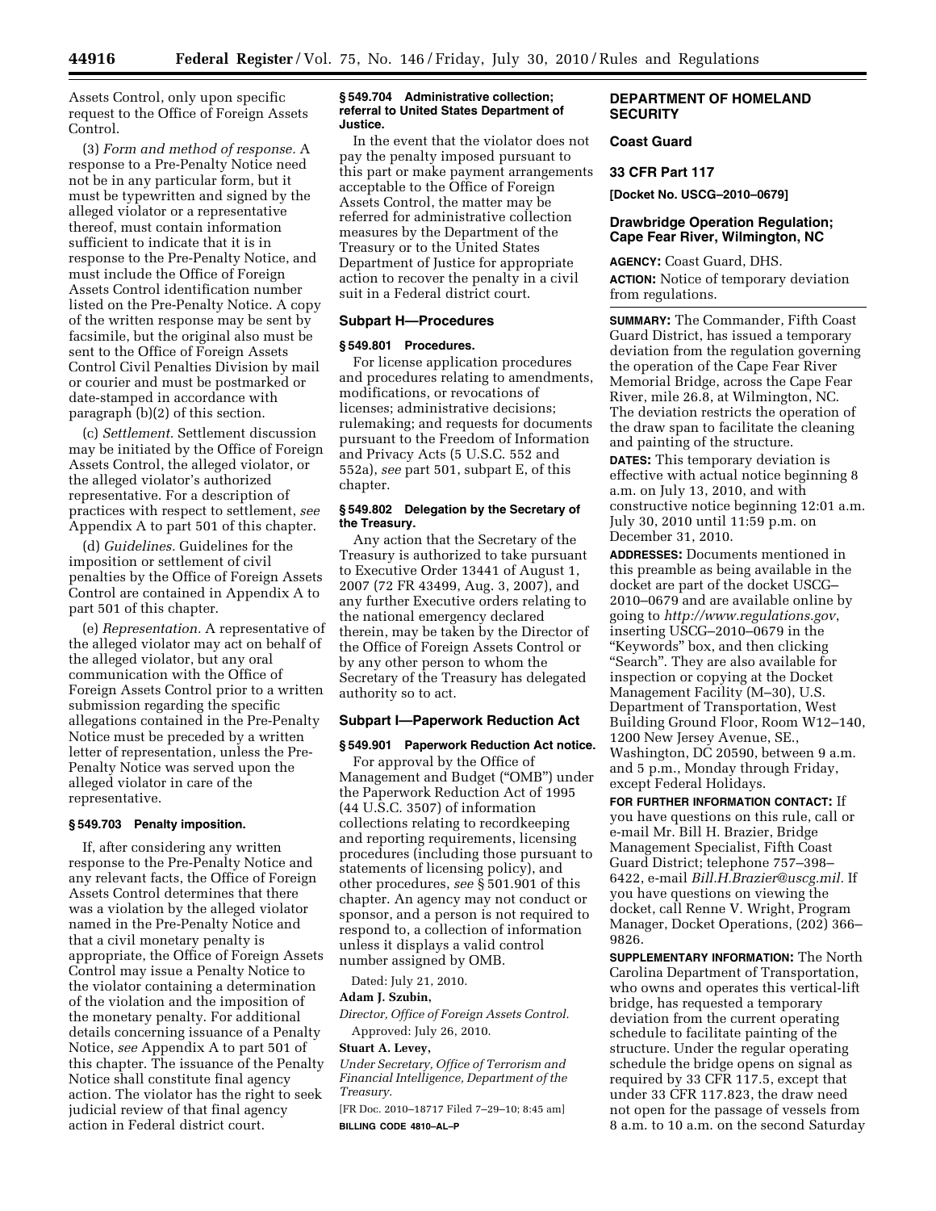Assets Control, only upon specific request to the Office of Foreign Assets Control.

(3) *Form and method of response.* A response to a Pre-Penalty Notice need not be in any particular form, but it must be typewritten and signed by the alleged violator or a representative thereof, must contain information sufficient to indicate that it is in response to the Pre-Penalty Notice, and must include the Office of Foreign Assets Control identification number listed on the Pre-Penalty Notice. A copy of the written response may be sent by facsimile, but the original also must be sent to the Office of Foreign Assets Control Civil Penalties Division by mail or courier and must be postmarked or date-stamped in accordance with paragraph (b)(2) of this section.

(c) *Settlement.* Settlement discussion may be initiated by the Office of Foreign Assets Control, the alleged violator, or the alleged violator's authorized representative. For a description of practices with respect to settlement, *see* Appendix A to part 501 of this chapter.

(d) *Guidelines.* Guidelines for the imposition or settlement of civil penalties by the Office of Foreign Assets Control are contained in Appendix A to part 501 of this chapter.

(e) *Representation.* A representative of the alleged violator may act on behalf of the alleged violator, but any oral communication with the Office of Foreign Assets Control prior to a written submission regarding the specific allegations contained in the Pre-Penalty Notice must be preceded by a written letter of representation, unless the Pre-Penalty Notice was served upon the alleged violator in care of the representative.

### § 549.703 Penalty imposition.

If, after considering any written response to the Pre-Penalty Notice and any relevant facts, the Office of Foreign Assets Control determines that there was a violation by the alleged violator named in the Pre-Penalty Notice and that a civil monetary penalty is appropriate, the Office of Foreign Assets Control may issue a Penalty Notice to the violator containing a determination of the violation and the imposition of the monetary penalty. For additional details concerning issuance of a Penalty Notice, *see* Appendix A to part 501 of this chapter. The issuance of the Penalty Notice shall constitute final agency action. The violator has the right to seek judicial review of that final agency action in Federal district court.

### § 549.704 Administrative collection; referral to United States Department of Justice.

In the event that the violator does not pay the penalty imposed pursuant to this part or make payment arrangements acceptable to the Office of Foreign Assets Control, the matter may be referred for administrative collection measures by the Department of the Treasury or to the United States Department of Justice for appropriate action to recover the penalty in a civil suit in a Federal district court.

## Subpart H—Procedures

### § 549.801 Procedures.

For license application procedures and procedures relating to amendments, modifications, or revocations of licenses; administrative decisions; rulemaking; and requests for documents pursuant to the Freedom of Information and Privacy Acts (5 U.S.C. 552 and 552a), *see* part 501, subpart E, of this chapter.

### § 549.802 Delegation by the Secretary of the Treasury.

Any action that the Secretary of the Treasury is authorized to take pursuant to Executive Order 13441 of August 1, 2007 (72 FR 43499, Aug. 3, 2007), and any further Executive orders relating to the national emergency declared therein, may be taken by the Director of the Office of Foreign Assets Control or by any other person to whom the Secretary of the Treasury has delegated authority so to act.

## Subpart I—Paperwork Reduction Act

### § 549.901 Paperwork Reduction Act notice.

For approval by the Office of Management and Budget ("OMB") under the Paperwork Reduction Act of 1995 (44 U.S.C. 3507) of information collections relating to recordkeeping and reporting requirements, licensing procedures (including those pursuant to statements of licensing policy), and other procedures, *see* § 501.901 of this chapter. An agency may not conduct or sponsor, and a person is not required to respond to, a collection of information unless it displays a valid control number assigned by OMB.

Dated: July 21, 2010.

**Adam J. Szubin,**

*Director, Office of Foreign Assets Control.*

Approved: July 26, 2010.

**Stuart A. Levey,**

*Under Secretary, Office of Terrorism and Financial Intelligence, Department of the Treasury.*

[FR Doc. 2010–18717 Filed 7–29–10; 8:45 am]

**BILLING CODE 4810–AL–P**

---

**DEPARTMENT OF HOMELAND SECURITY**

**Coast Guard**

**33 CFR Part 117**

**[Docket No. USCG–2010–0679]**

## Drawbridge Operation Regulation; Cape Fear River, Wilmington, NC

**AGENCY:** Coast Guard, DHS.

**ACTION:** Notice of temporary deviation from regulations.

**SUMMARY:** The Commander, Fifth Coast Guard District, has issued a temporary deviation from the regulation governing the operation of the Cape Fear River Memorial Bridge, across the Cape Fear River, mile 26.8, at Wilmington, NC. The deviation restricts the operation of the draw span to facilitate the cleaning and painting of the structure.

**DATES:** This temporary deviation is effective with actual notice beginning 8 a.m. on July 13, 2010, and with constructive notice beginning 12:01 a.m. July 30, 2010 until 11:59 p.m. on December 31, 2010.

**ADDRESSES:** Documents mentioned in this preamble as being available in the docket are part of the docket USCG–2010–0679 and are available online by going to *http://www.regulations.gov*, inserting USCG–2010–0679 in the "Keywords" box, and then clicking "Search". They are also available for inspection or copying at the Docket Management Facility (M–30), U.S. Department of Transportation, West Building Ground Floor, Room W12–140, 1200 New Jersey Avenue, SE., Washington, DC 20590, between 9 a.m. and 5 p.m., Monday through Friday, except Federal Holidays.

**FOR FURTHER INFORMATION CONTACT:** If you have questions on this rule, call or e-mail Mr. Bill H. Brazier, Bridge Management Specialist, Fifth Coast Guard District; telephone 757–398–6422, e-mail *Bill.H.Brazier@uscg.mil.* If you have questions on viewing the docket, call Renne V. Wright, Program Manager, Docket Operations, (202) 366–9826.

**SUPPLEMENTARY INFORMATION:** The North Carolina Department of Transportation, who owns and operates this vertical-lift bridge, has requested a temporary deviation from the current operating schedule to facilitate painting of the structure. Under the regular operating schedule the bridge opens on signal as required by 33 CFR 117.5, except that under 33 CFR 117.823, the draw need not open for the passage of vessels from 8 a.m. to 10 a.m. on the second Saturday